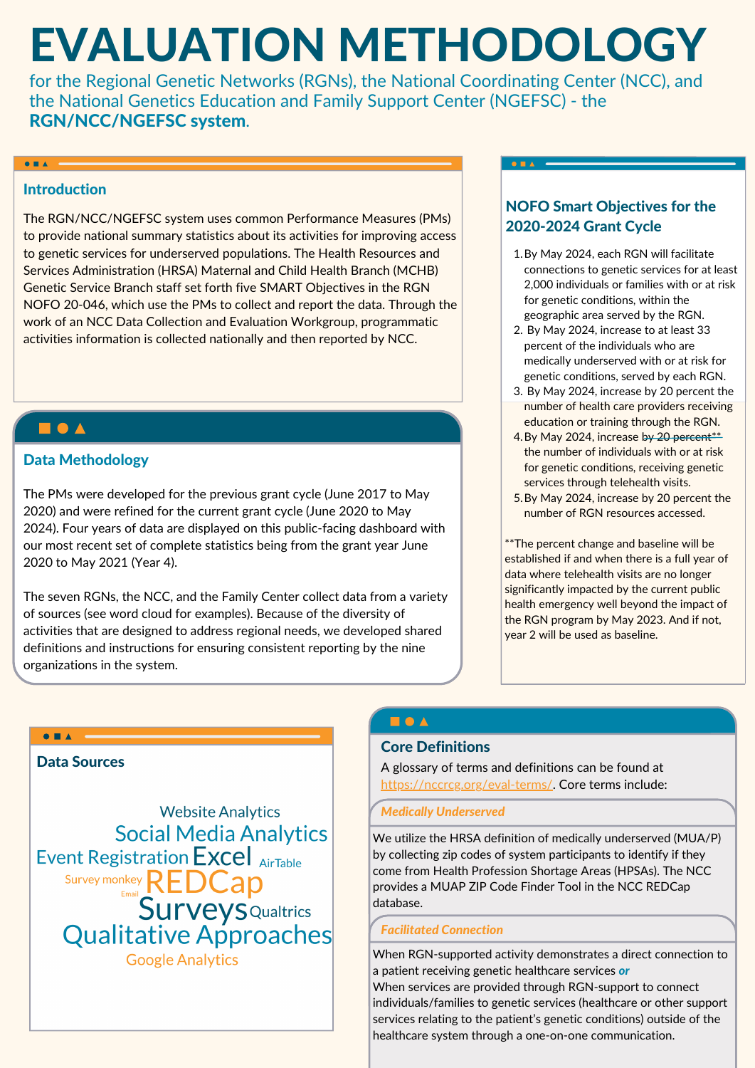# EVALUATION METHODOLOGY

for the Regional Genetic Networks (RGNs), the National Coordinating Center (NCC), and the National Genetics Education and Family Support Center (NGEFSC) - the **RGN/NCC/NGEFSC system**.

## Introduction

The RGN/NCC/NGEFSC system uses common Performance Measures (PMs) to provide national summary statistics about its activities for improving access to genetic services for underserved populations. The Health Resources and Services Administration (HRSA) Maternal and Child Health Branch (MCHB) Genetic Service Branch staff set forth five SMART Objectives in the RGN NOFO 20-046, which use the PMs to collect and report the data. Through the work of an NCC Data Collection and Evaluation Workgroup, programmatic activities information is collected nationally and then reported by NCC.

## Data Methodology

The PMs were developed for the previous grant cycle (June 2017 to May 2020) and were refined for the current grant cycle (June 2020 to May 2024). Four years of data are displayed on this public-facing dashboard with our most recent set of complete statistics being from the grant year June 2020 to May 2021 (Year 4).

The seven RGNs, the NCC, and the Family Center collect data from a variety of sources (see word cloud for examples). Because of the diversity of activities that are designed to address regional needs, we developed shared definitions and instructions for ensuring consistent reporting by the nine organizations in the system.

## NOFO Smart Objectives for the 2020-2024 Grant Cycle

1. By May 2024, each RGN will facilitate connections to genetic services for at least 2,000 individuals or families with or at risk for genetic conditions, within the geographic area served by the RGN.
2. By May 2024, increase to at least 33 percent of the individuals who are medically underserved with or at risk for genetic conditions, served by each RGN.
3. By May 2024, increase by 20 percent the number of health care providers receiving education or training through the RGN.
4. By May 2024, increase ~~by 20 percent~~** the number of individuals with or at risk for genetic conditions, receiving genetic services through telehealth visits.
5. By May 2024, increase by 20 percent the number of RGN resources accessed.

**The percent change and baseline will be established if and when there is a full year of data where telehealth visits are no longer significantly impacted by the current public health emergency well beyond the impact of the RGN program by May 2023. And if not, year 2 will be used as baseline.

## Data Sources

Website Analytics
Social Media Analytics
Event Registration
Excel
AirTable
Survey monkey
Email
REDCap
Surveys
Qualtrics
Qualitative Approaches
Google Analytics

## Core Definitions

A glossary of terms and definitions can be found at https://nccrcg.org/eval-terms/. Core terms include:

### *Medically Underserved*

We utilize the HRSA definition of medically underserved (MUA/P) by collecting zip codes of system participants to identify if they come from Health Profession Shortage Areas (HPSAs). The NCC provides a MUAP ZIP Code Finder Tool in the NCC REDCap database.

### *Facilitated Connection*

When RGN-supported activity demonstrates a direct connection to a patient receiving genetic healthcare services ***or***
When services are provided through RGN-support to connect individuals/families to genetic services (healthcare or other support services relating to the patient's genetic conditions) outside of the healthcare system through a one-on-one communication.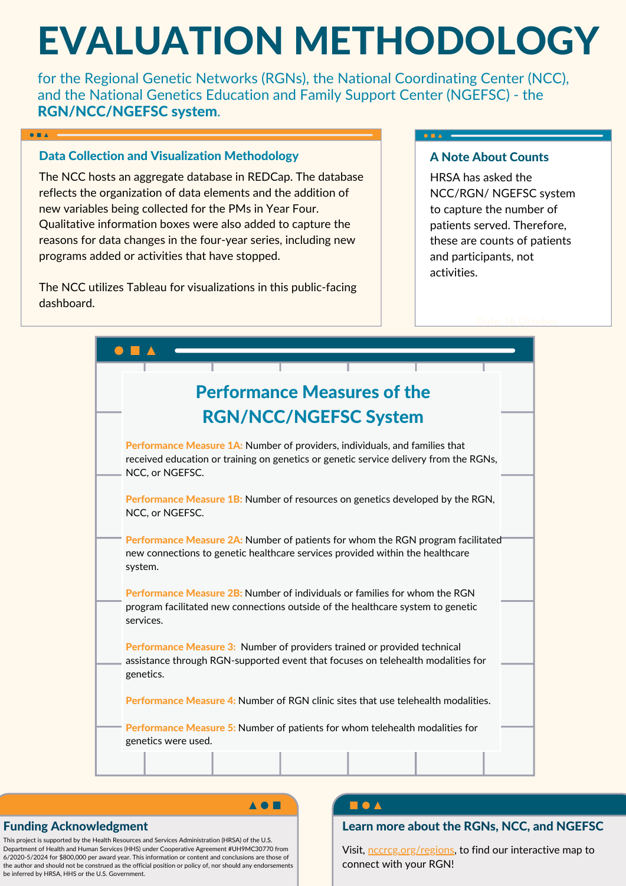# EVALUATION METHODOLOGY

for the Regional Genetic Networks (RGNs), the National Coordinating Center (NCC), and the National Genetics Education and Family Support Center (NGEFSC) - the **RGN/NCC/NGEFSC system**.

### Data Collection and Visualization Methodology

The NCC hosts an aggregate database in REDCap. The database reflects the organization of data elements and the addition of new variables being collected for the PMs in Year Four. Qualitative information boxes were also added to capture the reasons for data changes in the four-year series, including new programs added or activities that have stopped.

The NCC utilizes Tableau for visualizations in this public-facing dashboard.

### A Note About Counts

HRSA has asked the NCC/RGN/ NGEFSC system to capture the number of patients served. Therefore, these are counts of patients and participants, not activities.

## Performance Measures of the RGN/NCC/NGEFSC System

**Performance Measure 1A:** Number of providers, individuals, and families that received education or training on genetics or genetic service delivery from the RGNs, NCC, or NGEFSC.

**Performance Measure 1B:** Number of resources on genetics developed by the RGN, NCC, or NGEFSC.

**Performance Measure 2A:** Number of patients for whom the RGN program facilitated new connections to genetic healthcare services provided within the healthcare system.

**Performance Measure 2B:** Number of individuals or families for whom the RGN program facilitated new connections outside of the healthcare system to genetic services.

**Performance Measure 3:** Number of providers trained or provided technical assistance through RGN-supported event that focuses on telehealth modalities for genetics.

**Performance Measure 4:** Number of RGN clinic sites that use telehealth modalities.

**Performance Measure 5:** Number of patients for whom telehealth modalities for genetics were used.

### Funding Acknowledgment

This project is supported by the Health Resources and Services Administration (HRSA) of the U.S. Department of Health and Human Services (HHS) under Cooperative Agreement #UH9MC30770 from 6/2020-5/2024 for $800,000 per award year. This information or content and conclusions are those of the author and should not be construed as the official position or policy of, nor should any endorsements be inferred by HRSA, HHS or the U.S. Government.

### Learn more about the RGNs, NCC, and NGEFSC

Visit, nccrcg.org/regions, to find our interactive map to connect with your RGN!